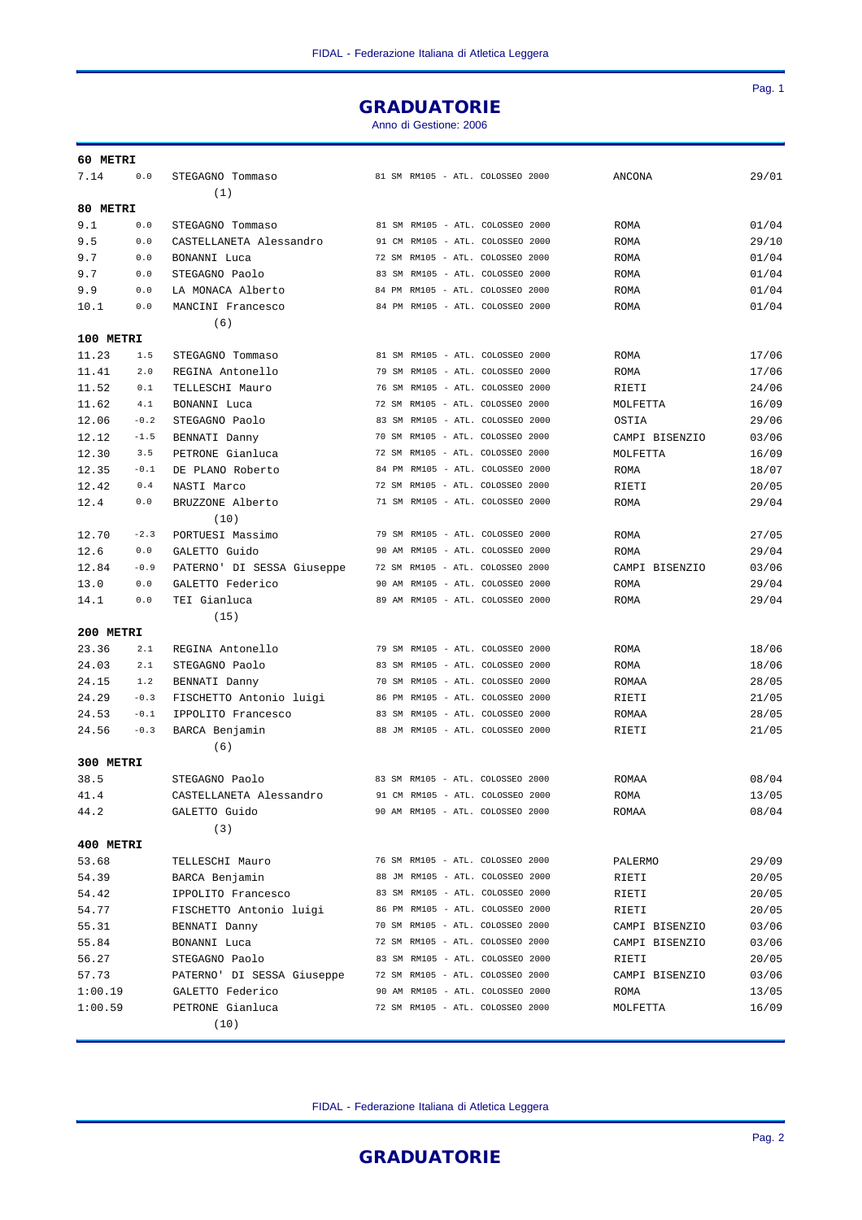# GRADUATORIE

Anno di Gestione: 2006

**60 METRI**

| | | | | | |
|---|---|---|---|---|---|
| 7.14 | 0.0 | STEGAGNO Tommaso | 81 SM RM105 - ATL. COLOSSEO 2000 | ANCONA | 29/01 |
| | | (1) | | | |

**80 METRI**

| | | | | | |
|---|---|---|---|---|---|
| 9.1 | 0.0 | STEGAGNO Tommaso | 81 SM RM105 - ATL. COLOSSEO 2000 | ROMA | 01/04 |
| 9.5 | 0.0 | CASTELLANETA Alessandro | 91 CM RM105 - ATL. COLOSSEO 2000 | ROMA | 29/10 |
| 9.7 | 0.0 | BONANNI Luca | 72 SM RM105 - ATL. COLOSSEO 2000 | ROMA | 01/04 |
| 9.7 | 0.0 | STEGAGNO Paolo | 83 SM RM105 - ATL. COLOSSEO 2000 | ROMA | 01/04 |
| 9.9 | 0.0 | LA MONACA Alberto | 84 PM RM105 - ATL. COLOSSEO 2000 | ROMA | 01/04 |
| 10.1 | 0.0 | MANCINI Francesco | 84 PM RM105 - ATL. COLOSSEO 2000 | ROMA | 01/04 |
| | | (6) | | | |

**100 METRI**

| | | | | | |
|---|---|---|---|---|---|
| 11.23 | 1.5 | STEGAGNO Tommaso | 81 SM RM105 - ATL. COLOSSEO 2000 | ROMA | 17/06 |
| 11.41 | 2.0 | REGINA Antonello | 79 SM RM105 - ATL. COLOSSEO 2000 | ROMA | 17/06 |
| 11.52 | 0.1 | TELLESCHI Mauro | 76 SM RM105 - ATL. COLOSSEO 2000 | RIETI | 24/06 |
| 11.62 | 4.1 | BONANNI Luca | 72 SM RM105 - ATL. COLOSSEO 2000 | MOLFETTA | 16/09 |
| 12.06 | -0.2 | STEGAGNO Paolo | 83 SM RM105 - ATL. COLOSSEO 2000 | OSTIA | 29/06 |
| 12.12 | -1.5 | BENNATI Danny | 70 SM RM105 - ATL. COLOSSEO 2000 | CAMPI BISENZIO | 03/06 |
| 12.30 | 3.5 | PETRONE Gianluca | 72 SM RM105 - ATL. COLOSSEO 2000 | MOLFETTA | 16/09 |
| 12.35 | -0.1 | DE PLANO Roberto | 84 PM RM105 - ATL. COLOSSEO 2000 | ROMA | 18/07 |
| 12.42 | 0.4 | NASTI Marco | 72 SM RM105 - ATL. COLOSSEO 2000 | RIETI | 20/05 |
| 12.4 | 0.0 | BRUZZONE Alberto | 71 SM RM105 - ATL. COLOSSEO 2000 | ROMA | 29/04 |
| | | (10) | | | |
| 12.70 | -2.3 | PORTUESI Massimo | 79 SM RM105 - ATL. COLOSSEO 2000 | ROMA | 27/05 |
| 12.6 | 0.0 | GALETTO Guido | 90 AM RM105 - ATL. COLOSSEO 2000 | ROMA | 29/04 |
| 12.84 | -0.9 | PATERNO' DI SESSA Giuseppe | 72 SM RM105 - ATL. COLOSSEO 2000 | CAMPI BISENZIO | 03/06 |
| 13.0 | 0.0 | GALETTO Federico | 90 AM RM105 - ATL. COLOSSEO 2000 | ROMA | 29/04 |
| 14.1 | 0.0 | TEI Gianluca | 89 AM RM105 - ATL. COLOSSEO 2000 | ROMA | 29/04 |
| | | (15) | | | |

**200 METRI**

| | | | | | |
|---|---|---|---|---|---|
| 23.36 | 2.1 | REGINA Antonello | 79 SM RM105 - ATL. COLOSSEO 2000 | ROMA | 18/06 |
| 24.03 | 2.1 | STEGAGNO Paolo | 83 SM RM105 - ATL. COLOSSEO 2000 | ROMA | 18/06 |
| 24.15 | 1.2 | BENNATI Danny | 70 SM RM105 - ATL. COLOSSEO 2000 | ROMAA | 28/05 |
| 24.29 | -0.3 | FISCHETTO Antonio luigi | 86 PM RM105 - ATL. COLOSSEO 2000 | RIETI | 21/05 |
| 24.53 | -0.1 | IPPOLITO Francesco | 83 SM RM105 - ATL. COLOSSEO 2000 | ROMAA | 28/05 |
| 24.56 | -0.3 | BARCA Benjamin | 88 JM RM105 - ATL. COLOSSEO 2000 | RIETI | 21/05 |
| | | (6) | | | |

**300 METRI**

| | | | | | |
|---|---|---|---|---|---|
| 38.5 | | STEGAGNO Paolo | 83 SM RM105 - ATL. COLOSSEO 2000 | ROMAA | 08/04 |
| 41.4 | | CASTELLANETA Alessandro | 91 CM RM105 - ATL. COLOSSEO 2000 | ROMA | 13/05 |
| 44.2 | | GALETTO Guido | 90 AM RM105 - ATL. COLOSSEO 2000 | ROMAA | 08/04 |
| | | (3) | | | |

**400 METRI**

| | | | | | |
|---|---|---|---|---|---|
| 53.68 | | TELLESCHI Mauro | 76 SM RM105 - ATL. COLOSSEO 2000 | PALERMO | 29/09 |
| 54.39 | | BARCA Benjamin | 88 JM RM105 - ATL. COLOSSEO 2000 | RIETI | 20/05 |
| 54.42 | | IPPOLITO Francesco | 83 SM RM105 - ATL. COLOSSEO 2000 | RIETI | 20/05 |
| 54.77 | | FISCHETTO Antonio luigi | 86 PM RM105 - ATL. COLOSSEO 2000 | RIETI | 20/05 |
| 55.31 | | BENNATI Danny | 70 SM RM105 - ATL. COLOSSEO 2000 | CAMPI BISENZIO | 03/06 |
| 55.84 | | BONANNI Luca | 72 SM RM105 - ATL. COLOSSEO 2000 | CAMPI BISENZIO | 03/06 |
| 56.27 | | STEGAGNO Paolo | 83 SM RM105 - ATL. COLOSSEO 2000 | RIETI | 20/05 |
| 57.73 | | PATERNO' DI SESSA Giuseppe | 72 SM RM105 - ATL. COLOSSEO 2000 | CAMPI BISENZIO | 03/06 |
| 1:00.19 | | GALETTO Federico | 90 AM RM105 - ATL. COLOSSEO 2000 | ROMA | 13/05 |
| 1:00.59 | | PETRONE Gianluca | 72 SM RM105 - ATL. COLOSSEO 2000 | MOLFETTA | 16/09 |
| | | (10) | | | |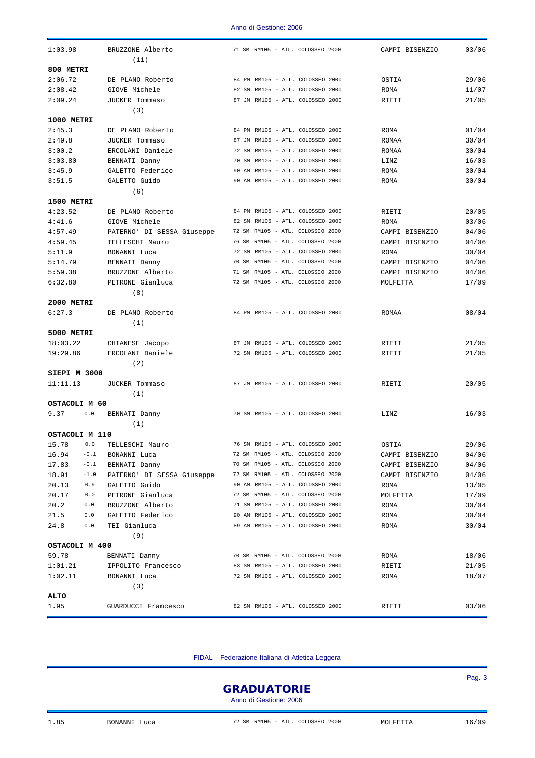| | | | | |
|---|---|---|---|---|
| 1:03.98 | BRUZZONE Alberto | 71 SM RM105 - ATL. COLOSSEO 2000 | CAMPI BISENZIO | 03/06 |
| | (11) | | | |

**800 METRI**

| | | | | |
|---|---|---|---|---|
| 2:06.72 | DE PLANO Roberto | 84 PM RM105 - ATL. COLOSSEO 2000 | OSTIA | 29/06 |
| 2:08.42 | GIOVE Michele | 82 SM RM105 - ATL. COLOSSEO 2000 | ROMA | 11/07 |
| 2:09.24 | JUCKER Tommaso | 87 JM RM105 - ATL. COLOSSEO 2000 | RIETI | 21/05 |
| | (3) | | | |

**1000 METRI**

| | | | | |
|---|---|---|---|---|
| 2:45.3 | DE PLANO Roberto | 84 PM RM105 - ATL. COLOSSEO 2000 | ROMA | 01/04 |
| 2:49.8 | JUCKER Tommaso | 87 JM RM105 - ATL. COLOSSEO 2000 | ROMAA | 30/04 |
| 3:00.2 | ERCOLANI Daniele | 72 SM RM105 - ATL. COLOSSEO 2000 | ROMAA | 30/04 |
| 3:03.80 | BENNATI Danny | 70 SM RM105 - ATL. COLOSSEO 2000 | LINZ | 16/03 |
| 3:45.9 | GALETTO Federico | 90 AM RM105 - ATL. COLOSSEO 2000 | ROMA | 30/04 |
| 3:51.5 | GALETTO Guido | 90 AM RM105 - ATL. COLOSSEO 2000 | ROMA | 30/04 |
| | (6) | | | |

**1500 METRI**

| | | | | |
|---|---|---|---|---|
| 4:23.52 | DE PLANO Roberto | 84 PM RM105 - ATL. COLOSSEO 2000 | RIETI | 20/05 |
| 4:41.6 | GIOVE Michele | 82 SM RM105 - ATL. COLOSSEO 2000 | ROMA | 03/06 |
| 4:57.49 | PATERNO' DI SESSA Giuseppe | 72 SM RM105 - ATL. COLOSSEO 2000 | CAMPI BISENZIO | 04/06 |
| 4:59.45 | TELLESCHI Mauro | 76 SM RM105 - ATL. COLOSSEO 2000 | CAMPI BISENZIO | 04/06 |
| 5:11.9 | BONANNI Luca | 72 SM RM105 - ATL. COLOSSEO 2000 | ROMA | 30/04 |
| 5:14.79 | BENNATI Danny | 70 SM RM105 - ATL. COLOSSEO 2000 | CAMPI BISENZIO | 04/06 |
| 5:59.38 | BRUZZONE Alberto | 71 SM RM105 - ATL. COLOSSEO 2000 | CAMPI BISENZIO | 04/06 |
| 6:32.80 | PETRONE Gianluca | 72 SM RM105 - ATL. COLOSSEO 2000 | MOLFETTA | 17/09 |
| | (8) | | | |

**2000 METRI**

| | | | | |
|---|---|---|---|---|
| 6:27.3 | DE PLANO Roberto | 84 PM RM105 - ATL. COLOSSEO 2000 | ROMAA | 08/04 |
| | (1) | | | |

**5000 METRI**

| | | | | |
|---|---|---|---|---|
| 18:03.22 | CHIANESE Jacopo | 87 JM RM105 - ATL. COLOSSEO 2000 | RIETI | 21/05 |
| 19:29.86 | ERCOLANI Daniele | 72 SM RM105 - ATL. COLOSSEO 2000 | RIETI | 21/05 |
| | (2) | | | |

**SIEPI M 3000**

| | | | | |
|---|---|---|---|---|
| 11:11.13 | JUCKER Tommaso | 87 JM RM105 - ATL. COLOSSEO 2000 | RIETI | 20/05 |
| | (1) | | | |

**OSTACOLI M 60**

| | | | | | |
|---|---|---|---|---|---|
| 9.37 | 0.0 | BENNATI Danny | 70 SM RM105 - ATL. COLOSSEO 2000 | LINZ | 16/03 |
| | | (1) | | | |

**OSTACOLI M 110**

| | | | | | |
|---|---|---|---|---|---|
| 15.78 | 0.0 | TELLESCHI Mauro | 76 SM RM105 - ATL. COLOSSEO 2000 | OSTIA | 29/06 |
| 16.94 | -0.1 | BONANNI Luca | 72 SM RM105 - ATL. COLOSSEO 2000 | CAMPI BISENZIO | 04/06 |
| 17.83 | -0.1 | BENNATI Danny | 70 SM RM105 - ATL. COLOSSEO 2000 | CAMPI BISENZIO | 04/06 |
| 18.91 | -1.0 | PATERNO' DI SESSA Giuseppe | 72 SM RM105 - ATL. COLOSSEO 2000 | CAMPI BISENZIO | 04/06 |
| 20.13 | 0.9 | GALETTO Guido | 90 AM RM105 - ATL. COLOSSEO 2000 | ROMA | 13/05 |
| 20.17 | 0.0 | PETRONE Gianluca | 72 SM RM105 - ATL. COLOSSEO 2000 | MOLFETTA | 17/09 |
| 20.2 | 0.0 | BRUZZONE Alberto | 71 SM RM105 - ATL. COLOSSEO 2000 | ROMA | 30/04 |
| 21.5 | 0.0 | GALETTO Federico | 90 AM RM105 - ATL. COLOSSEO 2000 | ROMA | 30/04 |
| 24.8 | 0.0 | TEI Gianluca | 89 AM RM105 - ATL. COLOSSEO 2000 | ROMA | 30/04 |
| | | (9) | | | |

**OSTACOLI M 400**

| | | | | |
|---|---|---|---|---|
| 59.78 | BENNATI Danny | 70 SM RM105 - ATL. COLOSSEO 2000 | ROMA | 18/06 |
| 1:01.21 | IPPOLITO Francesco | 83 SM RM105 - ATL. COLOSSEO 2000 | RIETI | 21/05 |
| 1:02.11 | BONANNI Luca | 72 SM RM105 - ATL. COLOSSEO 2000 | ROMA | 18/07 |
| | (3) | | | |

**ALTO**

| | | | | |
|---|---|---|---|---|
| 1.95 | GUARDUCCI Francesco | 82 SM RM105 - ATL. COLOSSEO 2000 | RIETI | 03/06 |
| 1.85 | BONANNI Luca | 72 SM RM105 - ATL. COLOSSEO 2000 | MOLFETTA | 16/09 |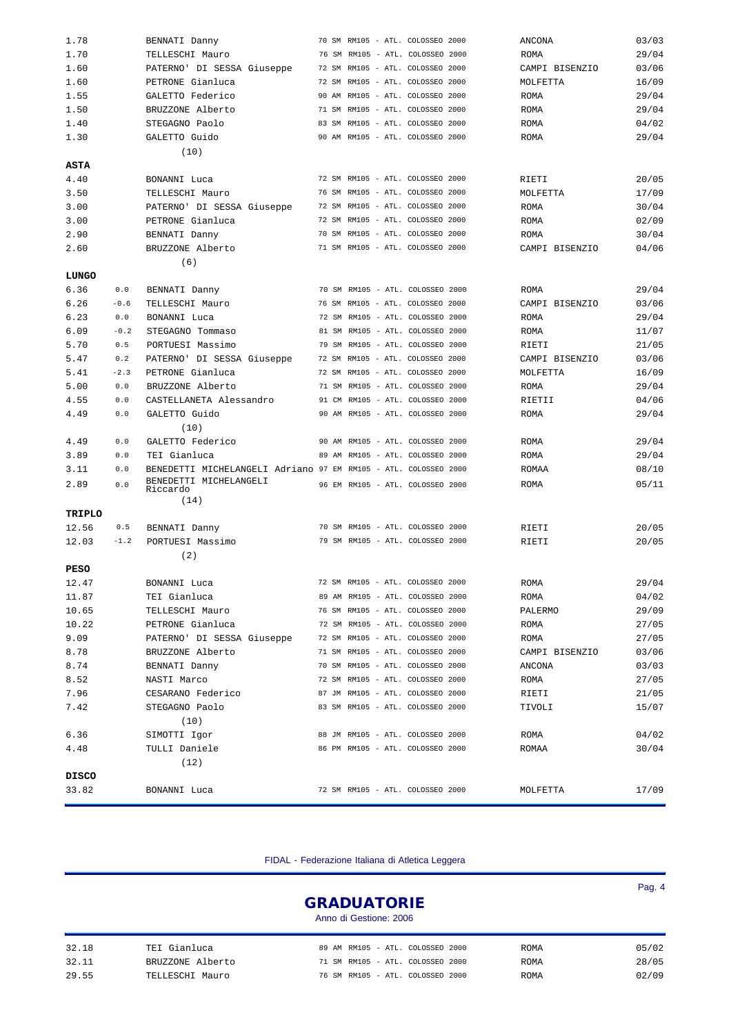| | | | | | |
|---|---|---|---|---|---|
| 1.78 | | BENNATI Danny | 70 SM RM105 - ATL. COLOSSEO 2000 | ANCONA | 03/03 |
| 1.70 | | TELLESCHI Mauro | 76 SM RM105 - ATL. COLOSSEO 2000 | ROMA | 29/04 |
| 1.60 | | PATERNO' DI SESSA Giuseppe | 72 SM RM105 - ATL. COLOSSEO 2000 | CAMPI BISENZIO | 03/06 |
| 1.60 | | PETRONE Gianluca | 72 SM RM105 - ATL. COLOSSEO 2000 | MOLFETTA | 16/09 |
| 1.55 | | GALETTO Federico | 90 AM RM105 - ATL. COLOSSEO 2000 | ROMA | 29/04 |
| 1.50 | | BRUZZONE Alberto | 71 SM RM105 - ATL. COLOSSEO 2000 | ROMA | 29/04 |
| 1.40 | | STEGAGNO Paolo | 83 SM RM105 - ATL. COLOSSEO 2000 | ROMA | 04/02 |
| 1.30 | | GALETTO Guido | 90 AM RM105 - ATL. COLOSSEO 2000 | ROMA | 29/04 |
| | | (10) | | | |

**ASTA**

| | | | | | |
|---|---|---|---|---|---|
| 4.40 | | BONANNI Luca | 72 SM RM105 - ATL. COLOSSEO 2000 | RIETI | 20/05 |
| 3.50 | | TELLESCHI Mauro | 76 SM RM105 - ATL. COLOSSEO 2000 | MOLFETTA | 17/09 |
| 3.00 | | PATERNO' DI SESSA Giuseppe | 72 SM RM105 - ATL. COLOSSEO 2000 | ROMA | 30/04 |
| 3.00 | | PETRONE Gianluca | 72 SM RM105 - ATL. COLOSSEO 2000 | ROMA | 02/09 |
| 2.90 | | BENNATI Danny | 70 SM RM105 - ATL. COLOSSEO 2000 | ROMA | 30/04 |
| 2.60 | | BRUZZONE Alberto | 71 SM RM105 - ATL. COLOSSEO 2000 | CAMPI BISENZIO | 04/06 |
| | | (6) | | | |

**LUNGO**

| | | | | | |
|---|---|---|---|---|---|
| 6.36 | 0.0 | BENNATI Danny | 70 SM RM105 - ATL. COLOSSEO 2000 | ROMA | 29/04 |
| 6.26 | -0.6 | TELLESCHI Mauro | 76 SM RM105 - ATL. COLOSSEO 2000 | CAMPI BISENZIO | 03/06 |
| 6.23 | 0.0 | BONANNI Luca | 72 SM RM105 - ATL. COLOSSEO 2000 | ROMA | 29/04 |
| 6.09 | -0.2 | STEGAGNO Tommaso | 81 SM RM105 - ATL. COLOSSEO 2000 | ROMA | 11/07 |
| 5.70 | 0.5 | PORTUESI Massimo | 79 SM RM105 - ATL. COLOSSEO 2000 | RIETI | 21/05 |
| 5.47 | 0.2 | PATERNO' DI SESSA Giuseppe | 72 SM RM105 - ATL. COLOSSEO 2000 | CAMPI BISENZIO | 03/06 |
| 5.41 | -2.3 | PETRONE Gianluca | 72 SM RM105 - ATL. COLOSSEO 2000 | MOLFETTA | 16/09 |
| 5.00 | 0.0 | BRUZZONE Alberto | 71 SM RM105 - ATL. COLOSSEO 2000 | ROMA | 29/04 |
| 4.55 | 0.0 | CASTELLANETA Alessandro | 91 CM RM105 - ATL. COLOSSEO 2000 | RIETII | 04/06 |
| 4.49 | 0.0 | GALETTO Guido | 90 AM RM105 - ATL. COLOSSEO 2000 | ROMA | 29/04 |
| | | (10) | | | |
| 4.49 | 0.0 | GALETTO Federico | 90 AM RM105 - ATL. COLOSSEO 2000 | ROMA | 29/04 |
| 3.89 | 0.0 | TEI Gianluca | 89 AM RM105 - ATL. COLOSSEO 2000 | ROMA | 29/04 |
| 3.11 | 0.0 | BENEDETTI MICHELANGELI Adriano | 97 EM RM105 - ATL. COLOSSEO 2000 | ROMAA | 08/10 |
| 2.89 | 0.0 | BENEDETTI MICHELANGELI Riccardo | 96 EM RM105 - ATL. COLOSSEO 2000 | ROMA | 05/11 |
| | | (14) | | | |

**TRIPLO**

| | | | | | |
|---|---|---|---|---|---|
| 12.56 | 0.5 | BENNATI Danny | 70 SM RM105 - ATL. COLOSSEO 2000 | RIETI | 20/05 |
| 12.03 | -1.2 | PORTUESI Massimo | 79 SM RM105 - ATL. COLOSSEO 2000 | RIETI | 20/05 |
| | | (2) | | | |

**PESO**

| | | | | | |
|---|---|---|---|---|---|
| 12.47 | | BONANNI Luca | 72 SM RM105 - ATL. COLOSSEO 2000 | ROMA | 29/04 |
| 11.87 | | TEI Gianluca | 89 AM RM105 - ATL. COLOSSEO 2000 | ROMA | 04/02 |
| 10.65 | | TELLESCHI Mauro | 76 SM RM105 - ATL. COLOSSEO 2000 | PALERMO | 29/09 |
| 10.22 | | PETRONE Gianluca | 72 SM RM105 - ATL. COLOSSEO 2000 | ROMA | 27/05 |
| 9.09 | | PATERNO' DI SESSA Giuseppe | 72 SM RM105 - ATL. COLOSSEO 2000 | ROMA | 27/05 |
| 8.78 | | BRUZZONE Alberto | 71 SM RM105 - ATL. COLOSSEO 2000 | CAMPI BISENZIO | 03/06 |
| 8.74 | | BENNATI Danny | 70 SM RM105 - ATL. COLOSSEO 2000 | ANCONA | 03/03 |
| 8.52 | | NASTI Marco | 72 SM RM105 - ATL. COLOSSEO 2000 | ROMA | 27/05 |
| 7.96 | | CESARANO Federico | 87 JM RM105 - ATL. COLOSSEO 2000 | RIETI | 21/05 |
| 7.42 | | STEGAGNO Paolo | 83 SM RM105 - ATL. COLOSSEO 2000 | TIVOLI | 15/07 |
| | | (10) | | | |
| 6.36 | | SIMOTTI Igor | 88 JM RM105 - ATL. COLOSSEO 2000 | ROMA | 04/02 |
| 4.48 | | TULLI Daniele | 86 PM RM105 - ATL. COLOSSEO 2000 | ROMAA | 30/04 |
| | | (12) | | | |

**DISCO**

| | | | | | |
|---|---|---|---|---|---|
| 33.82 | | BONANNI Luca | 72 SM RM105 - ATL. COLOSSEO 2000 | MOLFETTA | 17/09 |
| 32.18 | | TEI Gianluca | 89 AM RM105 - ATL. COLOSSEO 2000 | ROMA | 05/02 |
| 32.11 | | BRUZZONE Alberto | 71 SM RM105 - ATL. COLOSSEO 2000 | ROMA | 28/05 |
| 29.55 | | TELLESCHI Mauro | 76 SM RM105 - ATL. COLOSSEO 2000 | ROMA | 02/09 |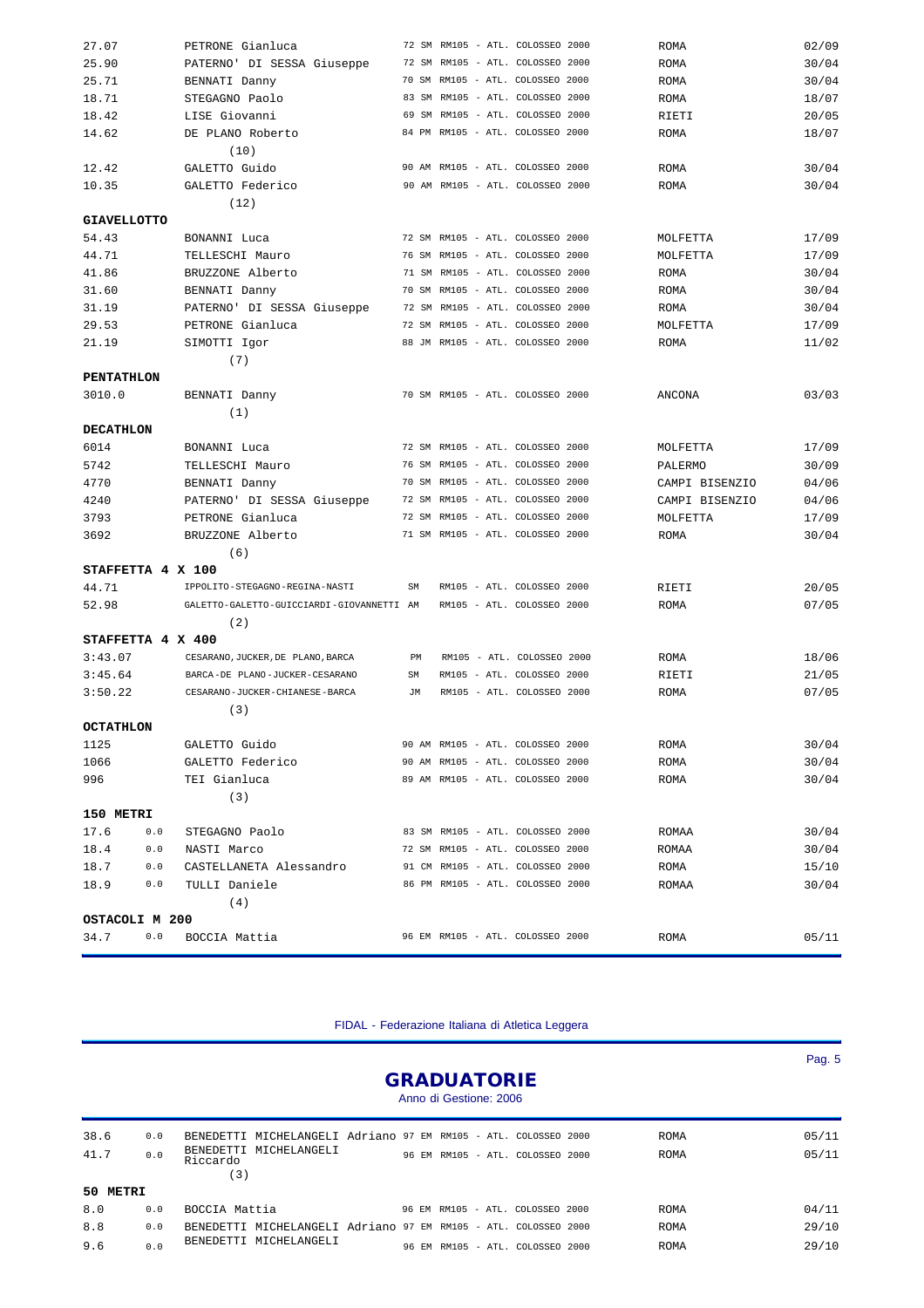| | | | | | |
|---|---|---|---|---|---|
| 27.07 | | PETRONE Gianluca | 72 SM RM105 - ATL. COLOSSEO 2000 | ROMA | 02/09 |
| 25.90 | | PATERNO' DI SESSA Giuseppe | 72 SM RM105 - ATL. COLOSSEO 2000 | ROMA | 30/04 |
| 25.71 | | BENNATI Danny | 70 SM RM105 - ATL. COLOSSEO 2000 | ROMA | 30/04 |
| 18.71 | | STEGAGNO Paolo | 83 SM RM105 - ATL. COLOSSEO 2000 | ROMA | 18/07 |
| 18.42 | | LISE Giovanni | 69 SM RM105 - ATL. COLOSSEO 2000 | RIETI | 20/05 |
| 14.62 | | DE PLANO Roberto | 84 PM RM105 - ATL. COLOSSEO 2000 | ROMA | 18/07 |
| | | (10) | | | |
| 12.42 | | GALETTO Guido | 90 AM RM105 - ATL. COLOSSEO 2000 | ROMA | 30/04 |
| 10.35 | | GALETTO Federico | 90 AM RM105 - ATL. COLOSSEO 2000 | ROMA | 30/04 |
| | | (12) | | | |
| **GIAVELLOTTO** | | | | | |
| 54.43 | | BONANNI Luca | 72 SM RM105 - ATL. COLOSSEO 2000 | MOLFETTA | 17/09 |
| 44.71 | | TELLESCHI Mauro | 76 SM RM105 - ATL. COLOSSEO 2000 | MOLFETTA | 17/09 |
| 41.86 | | BRUZZONE Alberto | 71 SM RM105 - ATL. COLOSSEO 2000 | ROMA | 30/04 |
| 31.60 | | BENNATI Danny | 70 SM RM105 - ATL. COLOSSEO 2000 | ROMA | 30/04 |
| 31.19 | | PATERNO' DI SESSA Giuseppe | 72 SM RM105 - ATL. COLOSSEO 2000 | ROMA | 30/04 |
| 29.53 | | PETRONE Gianluca | 72 SM RM105 - ATL. COLOSSEO 2000 | MOLFETTA | 17/09 |
| 21.19 | | SIMOTTI Igor | 88 JM RM105 - ATL. COLOSSEO 2000 | ROMA | 11/02 |
| | | (7) | | | |
| **PENTATHLON** | | | | | |
| 3010.0 | | BENNATI Danny | 70 SM RM105 - ATL. COLOSSEO 2000 | ANCONA | 03/03 |
| | | (1) | | | |
| **DECATHLON** | | | | | |
| 6014 | | BONANNI Luca | 72 SM RM105 - ATL. COLOSSEO 2000 | MOLFETTA | 17/09 |
| 5742 | | TELLESCHI Mauro | 76 SM RM105 - ATL. COLOSSEO 2000 | PALERMO | 30/09 |
| 4770 | | BENNATI Danny | 70 SM RM105 - ATL. COLOSSEO 2000 | CAMPI BISENZIO | 04/06 |
| 4240 | | PATERNO' DI SESSA Giuseppe | 72 SM RM105 - ATL. COLOSSEO 2000 | CAMPI BISENZIO | 04/06 |
| 3793 | | PETRONE Gianluca | 72 SM RM105 - ATL. COLOSSEO 2000 | MOLFETTA | 17/09 |
| 3692 | | BRUZZONE Alberto | 71 SM RM105 - ATL. COLOSSEO 2000 | ROMA | 30/04 |
| | | (6) | | | |
| **STAFFETTA 4 X 100** | | | | | |
| 44.71 | | IPPOLITO-STEGAGNO-REGINA-NASTI | SM RM105 - ATL. COLOSSEO 2000 | RIETI | 20/05 |
| 52.98 | | GALETTO-GALETTO-GUICCIARDI-GIOVANNETTI | AM RM105 - ATL. COLOSSEO 2000 | ROMA | 07/05 |
| | | (2) | | | |
| **STAFFETTA 4 X 400** | | | | | |
| 3:43.07 | | CESARANO,JUCKER,DE PLANO,BARCA | PM RM105 - ATL. COLOSSEO 2000 | ROMA | 18/06 |
| 3:45.64 | | BARCA-DE PLANO-JUCKER-CESARANO | SM RM105 - ATL. COLOSSEO 2000 | RIETI | 21/05 |
| 3:50.22 | | CESARANO-JUCKER-CHIANESE-BARCA | JM RM105 - ATL. COLOSSEO 2000 | ROMA | 07/05 |
| | | (3) | | | |
| **OCTATHLON** | | | | | |
| 1125 | | GALETTO Guido | 90 AM RM105 - ATL. COLOSSEO 2000 | ROMA | 30/04 |
| 1066 | | GALETTO Federico | 90 AM RM105 - ATL. COLOSSEO 2000 | ROMA | 30/04 |
| 996 | | TEI Gianluca | 89 AM RM105 - ATL. COLOSSEO 2000 | ROMA | 30/04 |
| | | (3) | | | |
| **150 METRI** | | | | | |
| 17.6 | 0.0 | STEGAGNO Paolo | 83 SM RM105 - ATL. COLOSSEO 2000 | ROMAA | 30/04 |
| 18.4 | 0.0 | NASTI Marco | 72 SM RM105 - ATL. COLOSSEO 2000 | ROMAA | 30/04 |
| 18.7 | 0.0 | CASTELLANETA Alessandro | 91 CM RM105 - ATL. COLOSSEO 2000 | ROMA | 15/10 |
| 18.9 | 0.0 | TULLI Daniele | 86 PM RM105 - ATL. COLOSSEO 2000 | ROMAA | 30/04 |
| | | (4) | | | |
| **OSTACOLI M 200** | | | | | |
| 34.7 | 0.0 | BOCCIA Mattia | 96 EM RM105 - ATL. COLOSSEO 2000 | ROMA | 05/11 |

FIDAL - Federazione Italiana di Atletica Leggera

## GRADUATORIE

Anno di Gestione: 2006

| | | | | | |
|---|---|---|---|---|---|
| 38.6 | 0.0 | BENEDETTI MICHELANGELI Adriano | 97 EM RM105 - ATL. COLOSSEO 2000 | ROMA | 05/11 |
| 41.7 | 0.0 | BENEDETTI MICHELANGELI Riccardo | 96 EM RM105 - ATL. COLOSSEO 2000 | ROMA | 05/11 |
| | | (3) | | | |
| **50 METRI** | | | | | |
| 8.0 | 0.0 | BOCCIA Mattia | 96 EM RM105 - ATL. COLOSSEO 2000 | ROMA | 04/11 |
| 8.8 | 0.0 | BENEDETTI MICHELANGELI Adriano | 97 EM RM105 - ATL. COLOSSEO 2000 | ROMA | 29/10 |
| 9.6 | 0.0 | BENEDETTI MICHELANGELI | 96 EM RM105 - ATL. COLOSSEO 2000 | ROMA | 29/10 |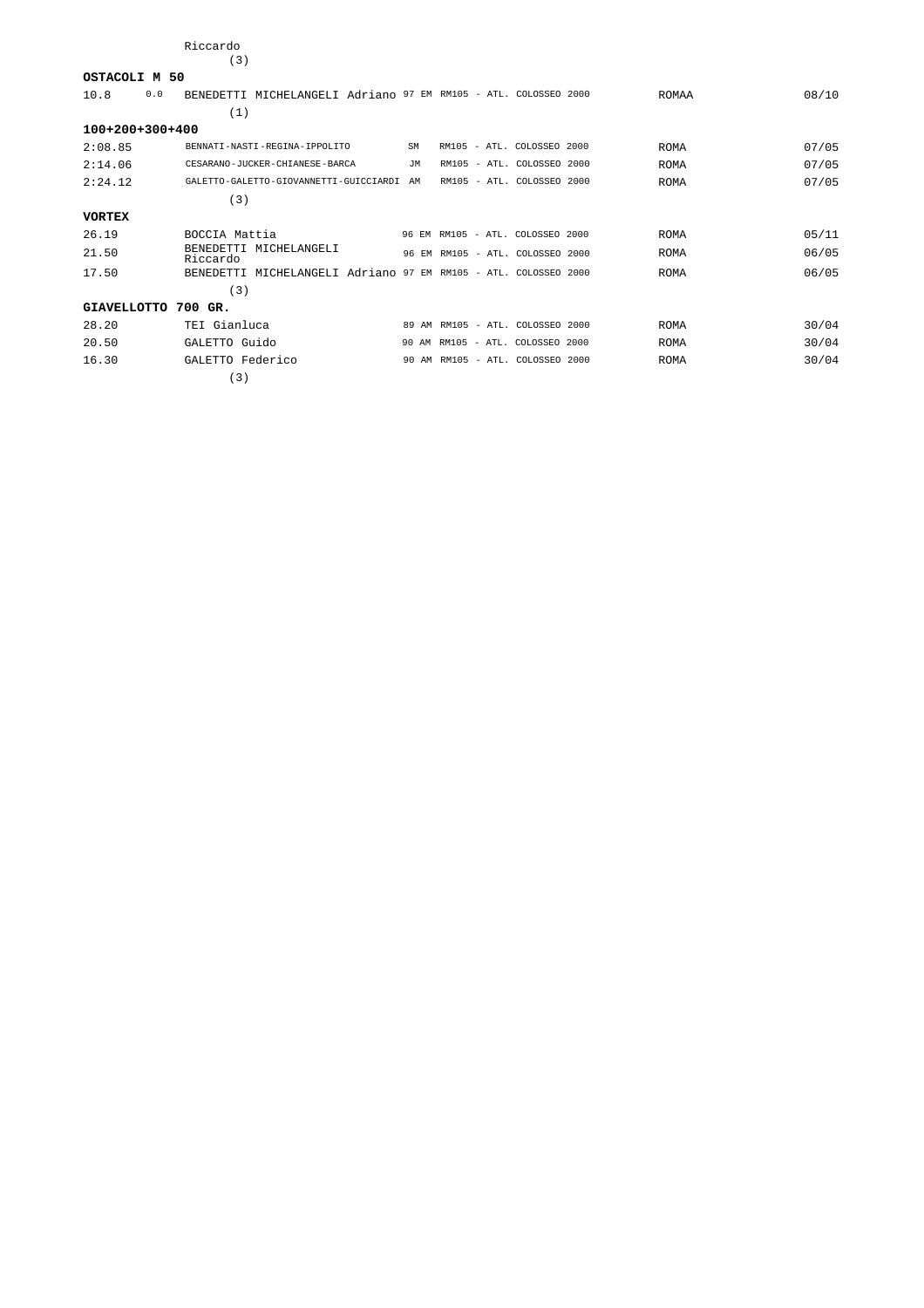Riccardo

(3)

**OSTACOLI M 50**

| | | | | | | | |
|---|---|---|---|---|---|---|---|
| 10.8 | 0.0 | BENEDETTI MICHELANGELI Adriano | 97 EM | RM105 - ATL. COLOSSEO 2000 | ROMAA | 08/10 |

(1)

**100+200+300+400**

| | | | | | |
|---|---|---|---|---|---|
| 2:08.85 | BENNATI-NASTI-REGINA-IPPOLITO | SM | RM105 - ATL. COLOSSEO 2000 | ROMA | 07/05 |
| 2:14.06 | CESARANO-JUCKER-CHIANESE-BARCA | JM | RM105 - ATL. COLOSSEO 2000 | ROMA | 07/05 |
| 2:24.12 | GALETTO-GALETTO-GIOVANNETTI-GUICCIARDI | AM | RM105 - ATL. COLOSSEO 2000 | ROMA | 07/05 |

(3)

**VORTEX**

| | | | | | |
|---|---|---|---|---|---|
| 26.19 | BOCCIA Mattia | 96 EM | RM105 - ATL. COLOSSEO 2000 | ROMA | 05/11 |
| 21.50 | BENEDETTI MICHELANGELI Riccardo | 96 EM | RM105 - ATL. COLOSSEO 2000 | ROMA | 06/05 |
| 17.50 | BENEDETTI MICHELANGELI Adriano | 97 EM | RM105 - ATL. COLOSSEO 2000 | ROMA | 06/05 |

(3)

**GIAVELLOTTO 700 GR.**

| | | | | | |
|---|---|---|---|---|---|
| 28.20 | TEI Gianluca | 89 AM | RM105 - ATL. COLOSSEO 2000 | ROMA | 30/04 |
| 20.50 | GALETTO Guido | 90 AM | RM105 - ATL. COLOSSEO 2000 | ROMA | 30/04 |
| 16.30 | GALETTO Federico | 90 AM | RM105 - ATL. COLOSSEO 2000 | ROMA | 30/04 |

(3)